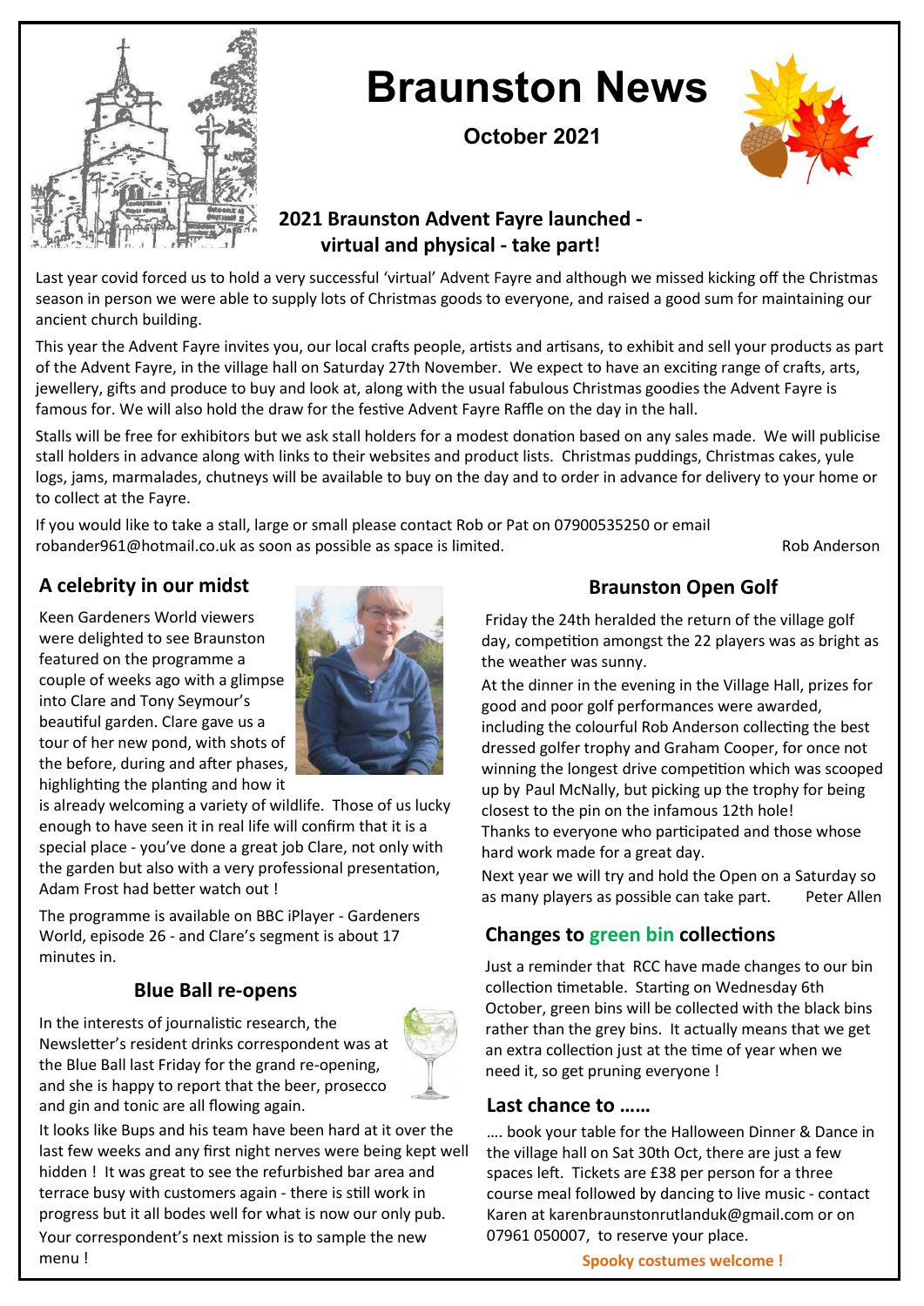# Braunston News

**October 2021**

## 2021 Braunston Advent Fayre launched - virtual and physical - take part!

Last year covid forced us to hold a very successful 'virtual' Advent Fayre and although we missed kicking off the Christmas season in person we were able to supply lots of Christmas goods to everyone, and raised a good sum for maintaining our ancient church building.

This year the Advent Fayre invites you, our local crafts people, artists and artisans, to exhibit and sell your products as part of the Advent Fayre, in the village hall on Saturday 27th November. We expect to have an exciting range of crafts, arts, jewellery, gifts and produce to buy and look at, along with the usual fabulous Christmas goodies the Advent Fayre is famous for. We will also hold the draw for the festive Advent Fayre Raffle on the day in the hall.

Stalls will be free for exhibitors but we ask stall holders for a modest donation based on any sales made. We will publicise stall holders in advance along with links to their websites and product lists. Christmas puddings, Christmas cakes, yule logs, jams, marmalades, chutneys will be available to buy on the day and to order in advance for delivery to your home or to collect at the Fayre.

If you would like to take a stall, large or small please contact Rob or Pat on 07900535250 or email robander961@hotmail.co.uk as soon as possible as space is limited.

Rob Anderson

## A celebrity in our midst

Keen Gardeners World viewers were delighted to see Braunston featured on the programme a couple of weeks ago with a glimpse into Clare and Tony Seymour's beautiful garden. Clare gave us a tour of her new pond, with shots of the before, during and after phases, highlighting the planting and how it is already welcoming a variety of wildlife. Those of us lucky enough to have seen it in real life will confirm that it is a special place - you've done a great job Clare, not only with the garden but also with a very professional presentation, Adam Frost had better watch out !

The programme is available on BBC iPlayer - Gardeners World, episode 26 - and Clare's segment is about 17 minutes in.

## Blue Ball re-opens

In the interests of journalistic research, the Newsletter's resident drinks correspondent was at the Blue Ball last Friday for the grand re-opening, and she is happy to report that the beer, prosecco and gin and tonic are all flowing again.

It looks like Bups and his team have been hard at it over the last few weeks and any first night nerves were being kept well hidden ! It was great to see the refurbished bar area and terrace busy with customers again - there is still work in progress but it all bodes well for what is now our only pub.

Your correspondent's next mission is to sample the new menu !

## Braunston Open Golf

Friday the 24th heralded the return of the village golf day, competition amongst the 22 players was as bright as the weather was sunny.

At the dinner in the evening in the Village Hall, prizes for good and poor golf performances were awarded, including the colourful Rob Anderson collecting the best dressed golfer trophy and Graham Cooper, for once not winning the longest drive competition which was scooped up by Paul McNally, but picking up the trophy for being closest to the pin on the infamous 12th hole!

Thanks to everyone who participated and those whose hard work made for a great day.

Next year we will try and hold the Open on a Saturday so as many players as possible can take part. Peter Allen

## Changes to green bin collections

Just a reminder that RCC have made changes to our bin collection timetable. Starting on Wednesday 6th October, green bins will be collected with the black bins rather than the grey bins. It actually means that we get an extra collection just at the time of year when we need it, so get pruning everyone !

## Last chance to ……

…. book your table for the Halloween Dinner & Dance in the village hall on Sat 30th Oct, there are just a few spaces left. Tickets are £38 per person for a three course meal followed by dancing to live music - contact Karen at karenbraunstonrutlanduk@gmail.com or on 07961 050007, to reserve your place.

**Spooky costumes welcome !**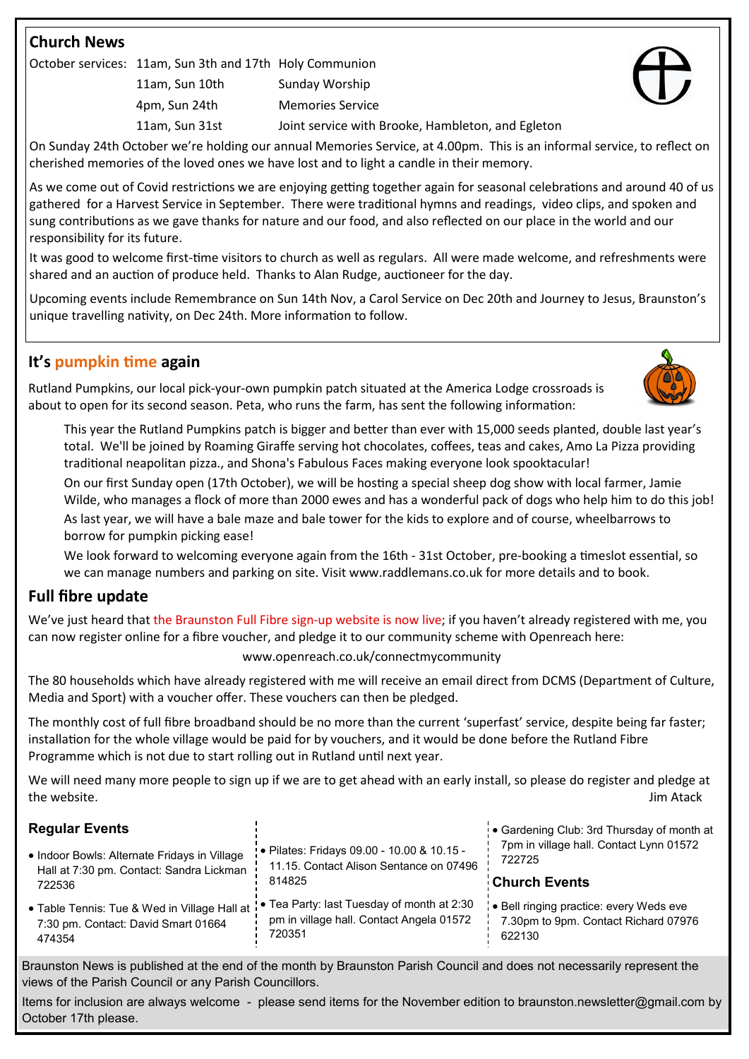## Church News

| | | |
|---|---|---|
| October services: | 11am, Sun 3th and 17th | Holy Communion |
| | 11am, Sun 10th | Sunday Worship |
| | 4pm, Sun 24th | Memories Service |
| | 11am, Sun 31st | Joint service with Brooke, Hambleton, and Egleton |

On Sunday 24th October we're holding our annual Memories Service, at 4.00pm. This is an informal service, to reflect on cherished memories of the loved ones we have lost and to light a candle in their memory.

As we come out of Covid restrictions we are enjoying getting together again for seasonal celebrations and around 40 of us gathered for a Harvest Service in September. There were traditional hymns and readings, video clips, and spoken and sung contributions as we gave thanks for nature and our food, and also reflected on our place in the world and our responsibility for its future.

It was good to welcome first-time visitors to church as well as regulars. All were made welcome, and refreshments were shared and an auction of produce held. Thanks to Alan Rudge, auctioneer for the day.

Upcoming events include Remembrance on Sun 14th Nov, a Carol Service on Dec 20th and Journey to Jesus, Braunston's unique travelling nativity, on Dec 24th. More information to follow.

## It's pumpkin time again

Rutland Pumpkins, our local pick-your-own pumpkin patch situated at the America Lodge crossroads is about to open for its second season. Peta, who runs the farm, has sent the following information:

> This year the Rutland Pumpkins patch is bigger and better than ever with 15,000 seeds planted, double last year's total. We'll be joined by Roaming Giraffe serving hot chocolates, coffees, teas and cakes, Amo La Pizza providing traditional neapolitan pizza., and Shona's Fabulous Faces making everyone look spooktacular!
>
> On our first Sunday open (17th October), we will be hosting a special sheep dog show with local farmer, Jamie Wilde, who manages a flock of more than 2000 ewes and has a wonderful pack of dogs who help him to do this job!
>
> As last year, we will have a bale maze and bale tower for the kids to explore and of course, wheelbarrows to borrow for pumpkin picking ease!
>
> We look forward to welcoming everyone again from the 16th - 31st October, pre-booking a timeslot essential, so we can manage numbers and parking on site. Visit www.raddlemans.co.uk for more details and to book.

## Full fibre update

We've just heard that the Braunston Full Fibre sign-up website is now live; if you haven't already registered with me, you can now register online for a fibre voucher, and pledge it to our community scheme with Openreach here:

www.openreach.co.uk/connectmycommunity

The 80 households which have already registered with me will receive an email direct from DCMS (Department of Culture, Media and Sport) with a voucher offer. These vouchers can then be pledged.

The monthly cost of full fibre broadband should be no more than the current 'superfast' service, despite being far faster; installation for the whole village would be paid for by vouchers, and it would be done before the Rutland Fibre Programme which is not due to start rolling out in Rutland until next year.

We will need many more people to sign up if we are to get ahead with an early install, so please do register and pledge at the website.

Jim Atack

### Regular Events

- Indoor Bowls: Alternate Fridays in Village Hall at 7:30 pm. Contact: Sandra Lickman 722536
- Table Tennis: Tue & Wed in Village Hall at 7:30 pm. Contact: David Smart 01664 474354
- Pilates: Fridays 09.00 - 10.00 & 10.15 - 11.15. Contact Alison Sentance on 07496 814825
- Tea Party: last Tuesday of month at 2:30 pm in village hall. Contact Angela 01572 720351
- Gardening Club: 3rd Thursday of month at 7pm in village hall. Contact Lynn 01572 722725

### Church Events

- Bell ringing practice: every Weds eve 7.30pm to 9pm. Contact Richard 07976 622130

Braunston News is published at the end of the month by Braunston Parish Council and does not necessarily represent the views of the Parish Council or any Parish Councillors.

Items for inclusion are always welcome - please send items for the November edition to braunston.newsletter@gmail.com by October 17th please.